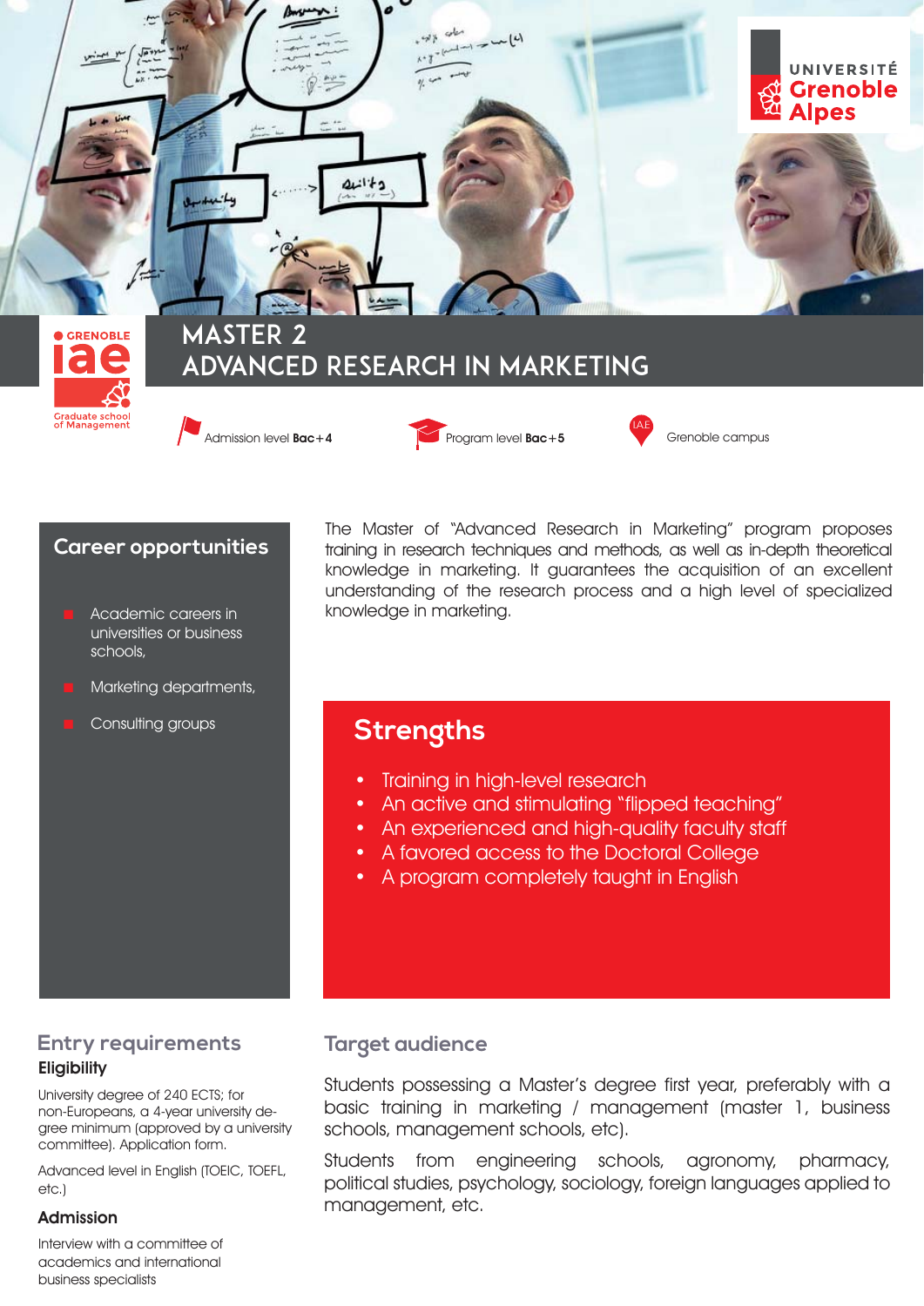UNIVERSITÉ Grenoble Alpes

GRENOBLE iae Graduate school of Management

# MASTER 2 ADVANCED RESEARCH IN MARKETING

Admission level **Bac+4**

Program level **Bac+5**

Grenoble campus

## Career opportunities

- Academic careers in universities or business schools,
- Marketing departments,
- Consulting groups

The Master of "Advanced Research in Marketing" program proposes training in research techniques and methods, as well as in-depth theoretical knowledge in marketing. It guarantees the acquisition of an excellent understanding of the research process and a high level of specialized knowledge in marketing.

## Strengths

- Training in high-level research
- An active and stimulating "flipped teaching"
- An experienced and high-quality faculty staff
- A favored access to the Doctoral College
- A program completely taught in English

## Entry requirements

### Eligibility

University degree of 240 ECTS; for non-Europeans, a 4-year university degree minimum (approved by a university committee). Application form.

Advanced level in English (TOEIC, TOEFL, etc.)

### Admission

Interview with a committee of academics and international business specialists

## Target audience

Students possessing a Master's degree first year, preferably with a basic training in marketing / management (master 1, business schools, management schools, etc).

Students from engineering schools, agronomy, pharmacy, political studies, psychology, sociology, foreign languages applied to management, etc.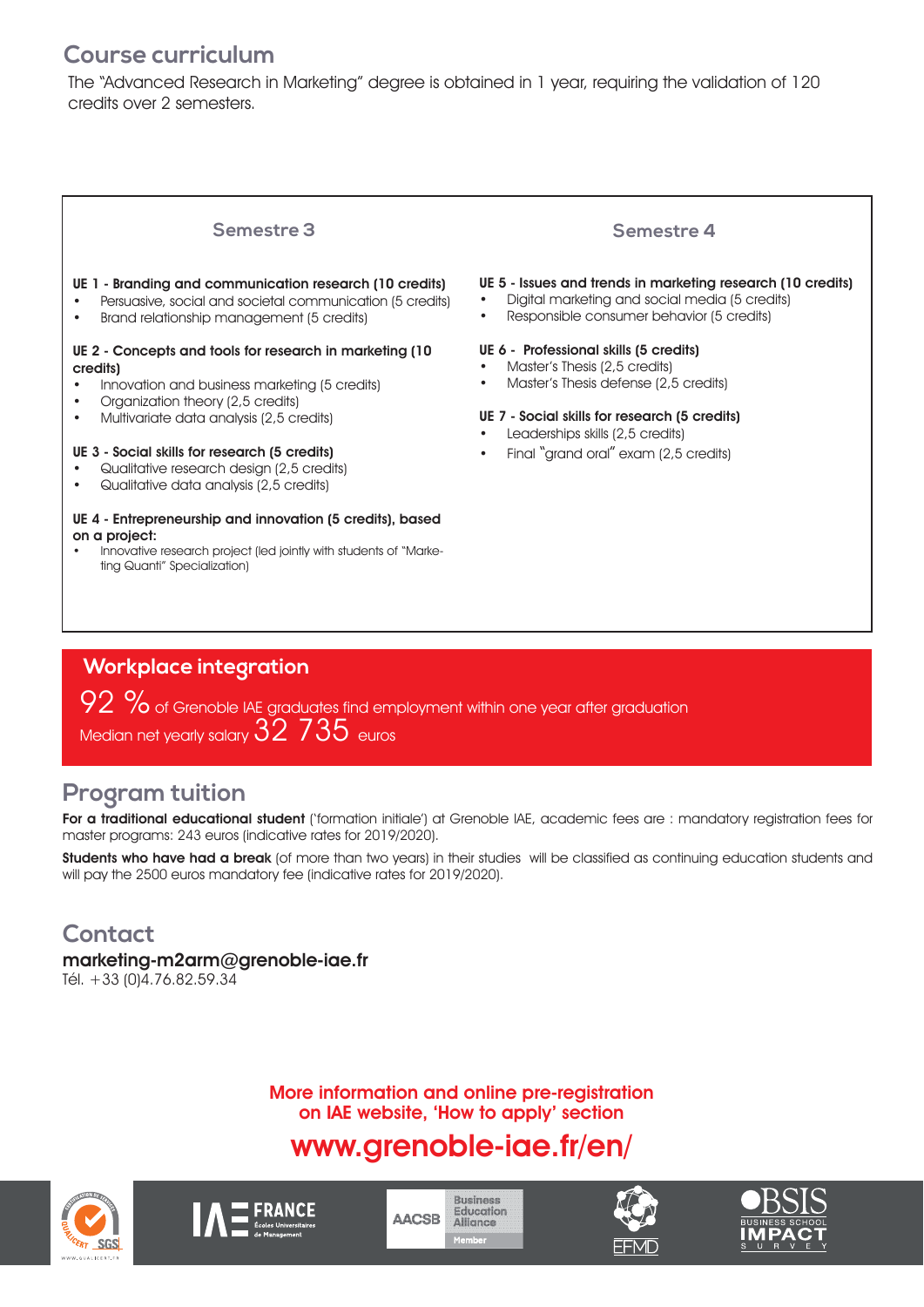## Course curriculum

The "Advanced Research in Marketing" degree is obtained in 1 year, requiring the validation of 120 credits over 2 semesters.

### Semestre 3

**UE 1 - Branding and communication research (10 credits)**

- Persuasive, social and societal communication (5 credits)
- Brand relationship management (5 credits)

**UE 2 - Concepts and tools for research in marketing (10 credits)**

- Innovation and business marketing (5 credits)
- Organization theory (2,5 credits)
- Multivariate data analysis (2,5 credits)

**UE 3 - Social skills for research (5 credits)**

- Qualitative research design (2,5 credits)
- Qualitative data analysis (2,5 credits)

**UE 4 - Entrepreneurship and innovation (5 credits), based on a project:**

- Innovative research project (led jointly with students of "Marketing Quanti" Specialization)

### Semestre 4

**UE 5 - Issues and trends in marketing research (10 credits)**

- Digital marketing and social media (5 credits)
- Responsible consumer behavior (5 credits)

**UE 6 - Professional skills (5 credits)**

- Master's Thesis (2,5 credits)
- Master's Thesis defense (2,5 credits)

**UE 7 - Social skills for research (5 credits)**

- Leaderships skills (2,5 credits)
- Final "grand oral" exam (2,5 credits)

## Workplace integration

92 % of Grenoble IAE graduates find employment within one year after graduation

Median net yearly salary 32 735 euros

## Program tuition

**For a traditional educational student** ('formation initiale') at Grenoble IAE, academic fees are : mandatory registration fees for master programs: 243 euros (indicative rates for 2019/2020).

**Students who have had a break** (of more than two years) in their studies will be classified as continuing education students and will pay the 2500 euros mandatory fee (indicative rates for 2019/2020).

## Contact

**marketing-m2arm@grenoble-iae.fr**

Tél. +33 (0)4.76.82.59.34

**More information and online pre-registration on IAE website, 'How to apply' section**

**www.grenoble-iae.fr/en/**